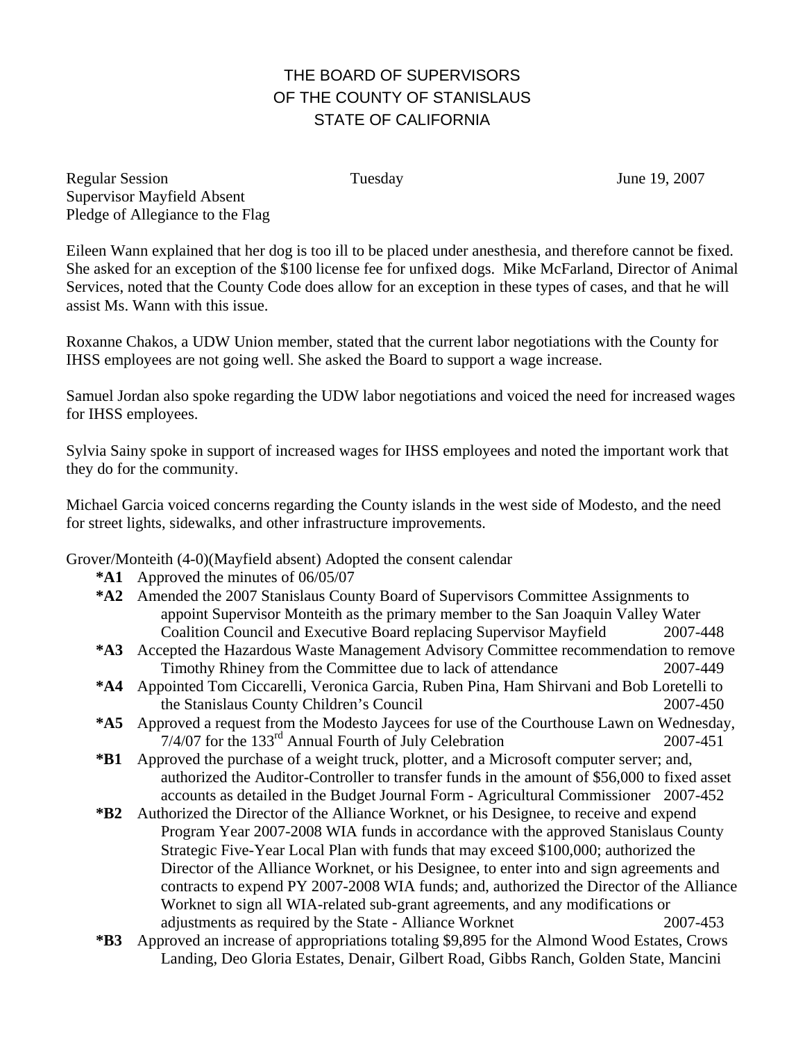# THE BOARD OF SUPERVISORS
# OF THE COUNTY OF STANISLAUS
# STATE OF CALIFORNIA

Regular Session Tuesday June 19, 2007

Supervisor Mayfield Absent

Pledge of Allegiance to the Flag

Eileen Wann explained that her dog is too ill to be placed under anesthesia, and therefore cannot be fixed. She asked for an exception of the $100 license fee for unfixed dogs. Mike McFarland, Director of Animal Services, noted that the County Code does allow for an exception in these types of cases, and that he will assist Ms. Wann with this issue.

Roxanne Chakos, a UDW Union member, stated that the current labor negotiations with the County for IHSS employees are not going well. She asked the Board to support a wage increase.

Samuel Jordan also spoke regarding the UDW labor negotiations and voiced the need for increased wages for IHSS employees.

Sylvia Sainy spoke in support of increased wages for IHSS employees and noted the important work that they do for the community.

Michael Garcia voiced concerns regarding the County islands in the west side of Modesto, and the need for street lights, sidewalks, and other infrastructure improvements.

Grover/Monteith (4-0)(Mayfield absent) Adopted the consent calendar

**\*A1** Approved the minutes of 06/05/07

**\*A2** Amended the 2007 Stanislaus County Board of Supervisors Committee Assignments to appoint Supervisor Monteith as the primary member to the San Joaquin Valley Water Coalition Council and Executive Board replacing Supervisor Mayfield 2007-448

**\*A3** Accepted the Hazardous Waste Management Advisory Committee recommendation to remove Timothy Rhiney from the Committee due to lack of attendance 2007-449

**\*A4** Appointed Tom Ciccarelli, Veronica Garcia, Ruben Pina, Ham Shirvani and Bob Loretelli to the Stanislaus County Children's Council 2007-450

**\*A5** Approved a request from the Modesto Jaycees for use of the Courthouse Lawn on Wednesday, 7/4/07 for the 133rd Annual Fourth of July Celebration 2007-451

**\*B1** Approved the purchase of a weight truck, plotter, and a Microsoft computer server; and, authorized the Auditor-Controller to transfer funds in the amount of $56,000 to fixed asset accounts as detailed in the Budget Journal Form - Agricultural Commissioner 2007-452

**\*B2** Authorized the Director of the Alliance Worknet, or his Designee, to receive and expend Program Year 2007-2008 WIA funds in accordance with the approved Stanislaus County Strategic Five-Year Local Plan with funds that may exceed $100,000; authorized the Director of the Alliance Worknet, or his Designee, to enter into and sign agreements and contracts to expend PY 2007-2008 WIA funds; and, authorized the Director of the Alliance Worknet to sign all WIA-related sub-grant agreements, and any modifications or adjustments as required by the State - Alliance Worknet 2007-453

**\*B3** Approved an increase of appropriations totaling $9,895 for the Almond Wood Estates, Crows Landing, Deo Gloria Estates, Denair, Gilbert Road, Gibbs Ranch, Golden State, Mancini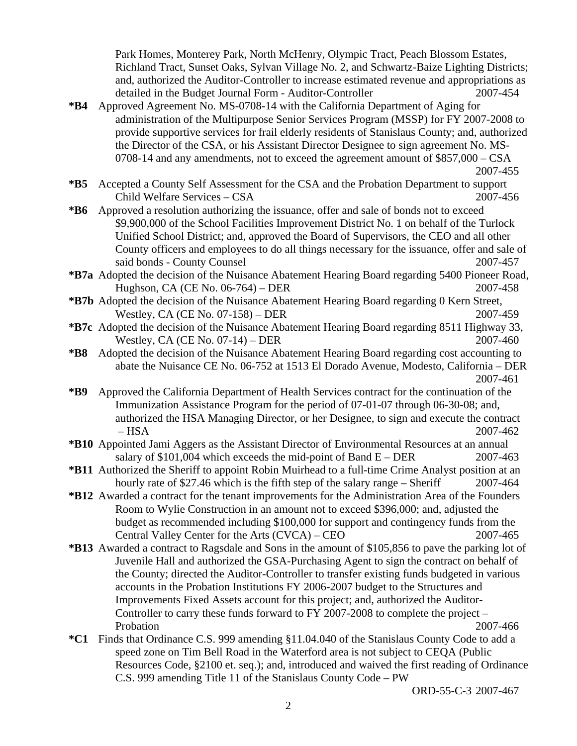Park Homes, Monterey Park, North McHenry, Olympic Tract, Peach Blossom Estates, Richland Tract, Sunset Oaks, Sylvan Village No. 2, and Schwartz-Baize Lighting Districts; and, authorized the Auditor-Controller to increase estimated revenue and appropriations as detailed in the Budget Journal Form - Auditor-Controller 2007-454

**\*B4** Approved Agreement No. MS-0708-14 with the California Department of Aging for administration of the Multipurpose Senior Services Program (MSSP) for FY 2007-2008 to provide supportive services for frail elderly residents of Stanislaus County; and, authorized the Director of the CSA, or his Assistant Director Designee to sign agreement No. MS-0708-14 and any amendments, not to exceed the agreement amount of $857,000 – CSA 2007-455

**\*B5** Accepted a County Self Assessment for the CSA and the Probation Department to support Child Welfare Services – CSA 2007-456

**\*B6** Approved a resolution authorizing the issuance, offer and sale of bonds not to exceed $9,900,000 of the School Facilities Improvement District No. 1 on behalf of the Turlock Unified School District; and, approved the Board of Supervisors, the CEO and all other County officers and employees to do all things necessary for the issuance, offer and sale of said bonds - County Counsel 2007-457

**\*B7a** Adopted the decision of the Nuisance Abatement Hearing Board regarding 5400 Pioneer Road, Hughson, CA (CE No. 06-764) – DER 2007-458

**\*B7b** Adopted the decision of the Nuisance Abatement Hearing Board regarding 0 Kern Street, Westley, CA (CE No. 07-158) – DER 2007-459

**\*B7c** Adopted the decision of the Nuisance Abatement Hearing Board regarding 8511 Highway 33, Westley, CA (CE No. 07-14) – DER 2007-460

**\*B8** Adopted the decision of the Nuisance Abatement Hearing Board regarding cost accounting to abate the Nuisance CE No. 06-752 at 1513 El Dorado Avenue, Modesto, California – DER 2007-461

**\*B9** Approved the California Department of Health Services contract for the continuation of the Immunization Assistance Program for the period of 07-01-07 through 06-30-08; and, authorized the HSA Managing Director, or her Designee, to sign and execute the contract – HSA 2007-462

**\*B10** Appointed Jami Aggers as the Assistant Director of Environmental Resources at an annual salary of $101,004 which exceeds the mid-point of Band E – DER 2007-463

**\*B11** Authorized the Sheriff to appoint Robin Muirhead to a full-time Crime Analyst position at an hourly rate of $27.46 which is the fifth step of the salary range – Sheriff 2007-464

**\*B12** Awarded a contract for the tenant improvements for the Administration Area of the Founders Room to Wylie Construction in an amount not to exceed $396,000; and, adjusted the budget as recommended including $100,000 for support and contingency funds from the Central Valley Center for the Arts (CVCA) – CEO 2007-465

**\*B13** Awarded a contract to Ragsdale and Sons in the amount of $105,856 to pave the parking lot of Juvenile Hall and authorized the GSA-Purchasing Agent to sign the contract on behalf of the County; directed the Auditor-Controller to transfer existing funds budgeted in various accounts in the Probation Institutions FY 2006-2007 budget to the Structures and Improvements Fixed Assets account for this project; and, authorized the Auditor-Controller to carry these funds forward to FY 2007-2008 to complete the project – Probation 2007-466

**\*C1** Finds that Ordinance C.S. 999 amending §11.04.040 of the Stanislaus County Code to add a speed zone on Tim Bell Road in the Waterford area is not subject to CEQA (Public Resources Code, §2100 et. seq.); and, introduced and waived the first reading of Ordinance C.S. 999 amending Title 11 of the Stanislaus County Code – PW ORD-55-C-3 2007-467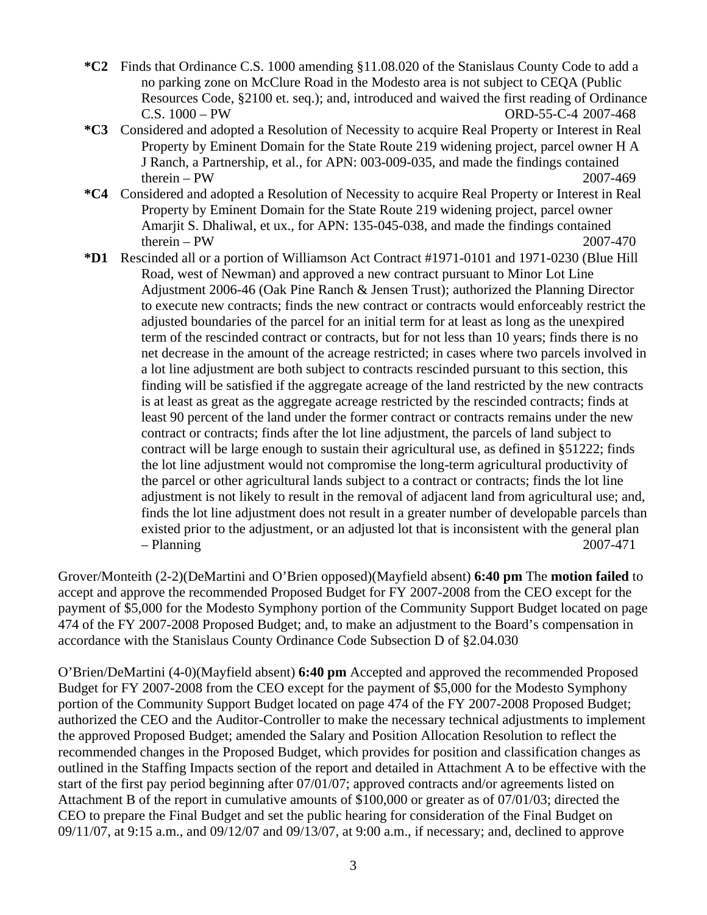**\*C2** Finds that Ordinance C.S. 1000 amending §11.08.020 of the Stanislaus County Code to add a no parking zone on McClure Road in the Modesto area is not subject to CEQA (Public Resources Code, §2100 et. seq.); and, introduced and waived the first reading of Ordinance C.S. 1000 – PW ORD-55-C-4 2007-468

**\*C3** Considered and adopted a Resolution of Necessity to acquire Real Property or Interest in Real Property by Eminent Domain for the State Route 219 widening project, parcel owner H A J Ranch, a Partnership, et al., for APN: 003-009-035, and made the findings contained therein – PW 2007-469

**\*C4** Considered and adopted a Resolution of Necessity to acquire Real Property or Interest in Real Property by Eminent Domain for the State Route 219 widening project, parcel owner Amarjit S. Dhaliwal, et ux., for APN: 135-045-038, and made the findings contained therein – PW 2007-470

**\*D1** Rescinded all or a portion of Williamson Act Contract #1971-0101 and 1971-0230 (Blue Hill Road, west of Newman) and approved a new contract pursuant to Minor Lot Line Adjustment 2006-46 (Oak Pine Ranch & Jensen Trust); authorized the Planning Director to execute new contracts; finds the new contract or contracts would enforceably restrict the adjusted boundaries of the parcel for an initial term for at least as long as the unexpired term of the rescinded contract or contracts, but for not less than 10 years; finds there is no net decrease in the amount of the acreage restricted; in cases where two parcels involved in a lot line adjustment are both subject to contracts rescinded pursuant to this section, this finding will be satisfied if the aggregate acreage of the land restricted by the new contracts is at least as great as the aggregate acreage restricted by the rescinded contracts; finds at least 90 percent of the land under the former contract or contracts remains under the new contract or contracts; finds after the lot line adjustment, the parcels of land subject to contract will be large enough to sustain their agricultural use, as defined in §51222; finds the lot line adjustment would not compromise the long-term agricultural productivity of the parcel or other agricultural lands subject to a contract or contracts; finds the lot line adjustment is not likely to result in the removal of adjacent land from agricultural use; and, finds the lot line adjustment does not result in a greater number of developable parcels than existed prior to the adjustment, or an adjusted lot that is inconsistent with the general plan – Planning 2007-471

Grover/Monteith (2-2)(DeMartini and O'Brien opposed)(Mayfield absent) **6:40 pm** The **motion failed** to accept and approve the recommended Proposed Budget for FY 2007-2008 from the CEO except for the payment of $5,000 for the Modesto Symphony portion of the Community Support Budget located on page 474 of the FY 2007-2008 Proposed Budget; and, to make an adjustment to the Board's compensation in accordance with the Stanislaus County Ordinance Code Subsection D of §2.04.030

O'Brien/DeMartini (4-0)(Mayfield absent) **6:40 pm** Accepted and approved the recommended Proposed Budget for FY 2007-2008 from the CEO except for the payment of $5,000 for the Modesto Symphony portion of the Community Support Budget located on page 474 of the FY 2007-2008 Proposed Budget; authorized the CEO and the Auditor-Controller to make the necessary technical adjustments to implement the approved Proposed Budget; amended the Salary and Position Allocation Resolution to reflect the recommended changes in the Proposed Budget, which provides for position and classification changes as outlined in the Staffing Impacts section of the report and detailed in Attachment A to be effective with the start of the first pay period beginning after 07/01/07; approved contracts and/or agreements listed on Attachment B of the report in cumulative amounts of $100,000 or greater as of 07/01/03; directed the CEO to prepare the Final Budget and set the public hearing for consideration of the Final Budget on 09/11/07, at 9:15 a.m., and 09/12/07 and 09/13/07, at 9:00 a.m., if necessary; and, declined to approve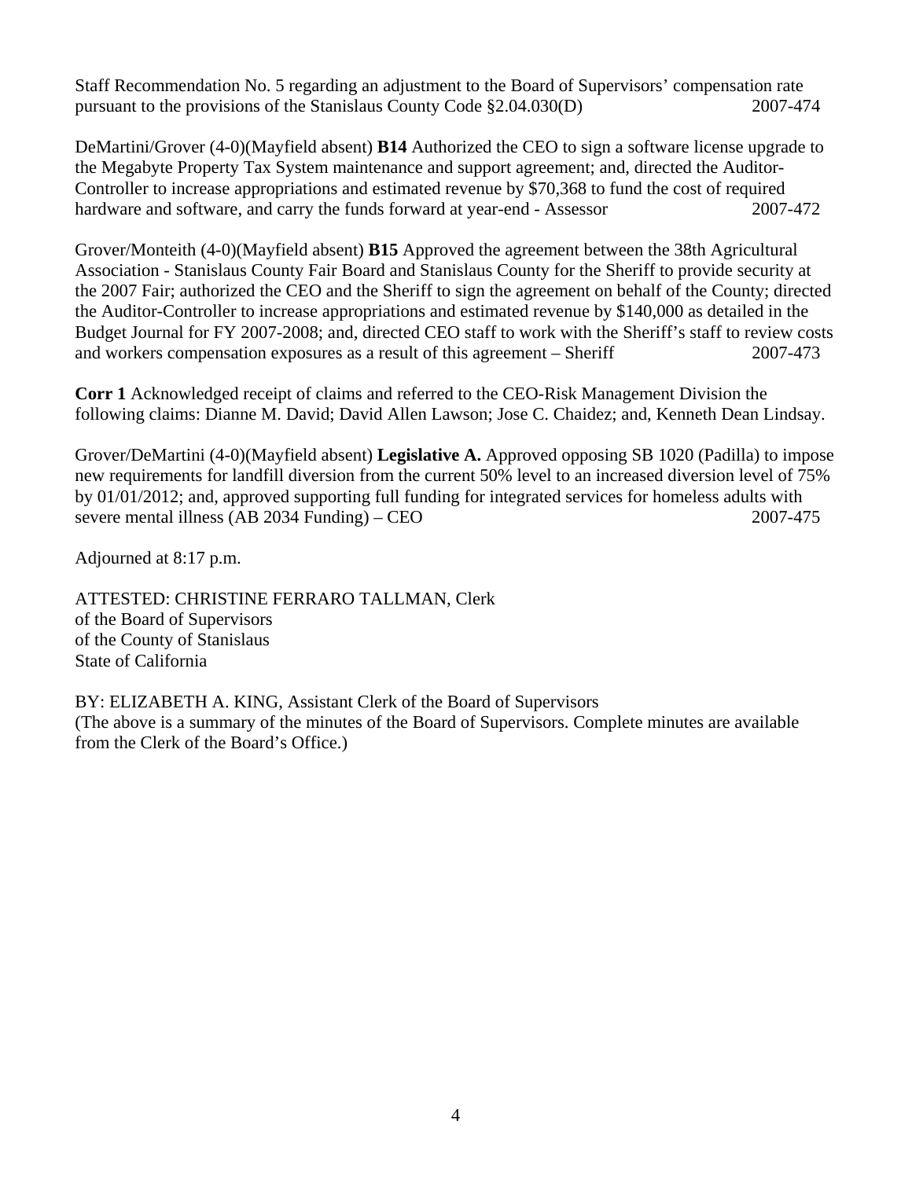Staff Recommendation No. 5 regarding an adjustment to the Board of Supervisors' compensation rate pursuant to the provisions of the Stanislaus County Code §2.04.030(D) 2007-474

DeMartini/Grover (4-0)(Mayfield absent) **B14** Authorized the CEO to sign a software license upgrade to the Megabyte Property Tax System maintenance and support agreement; and, directed the Auditor-Controller to increase appropriations and estimated revenue by $70,368 to fund the cost of required hardware and software, and carry the funds forward at year-end - Assessor 2007-472

Grover/Monteith (4-0)(Mayfield absent) **B15** Approved the agreement between the 38th Agricultural Association - Stanislaus County Fair Board and Stanislaus County for the Sheriff to provide security at the 2007 Fair; authorized the CEO and the Sheriff to sign the agreement on behalf of the County; directed the Auditor-Controller to increase appropriations and estimated revenue by $140,000 as detailed in the Budget Journal for FY 2007-2008; and, directed CEO staff to work with the Sheriff's staff to review costs and workers compensation exposures as a result of this agreement – Sheriff 2007-473

**Corr 1** Acknowledged receipt of claims and referred to the CEO-Risk Management Division the following claims: Dianne M. David; David Allen Lawson; Jose C. Chaidez; and, Kenneth Dean Lindsay.

Grover/DeMartini (4-0)(Mayfield absent) **Legislative A.** Approved opposing SB 1020 (Padilla) to impose new requirements for landfill diversion from the current 50% level to an increased diversion level of 75% by 01/01/2012; and, approved supporting full funding for integrated services for homeless adults with severe mental illness (AB 2034 Funding) – CEO 2007-475

Adjourned at 8:17 p.m.

ATTESTED: CHRISTINE FERRARO TALLMAN, Clerk
of the Board of Supervisors
of the County of Stanislaus
State of California

BY: ELIZABETH A. KING, Assistant Clerk of the Board of Supervisors
(The above is a summary of the minutes of the Board of Supervisors. Complete minutes are available from the Clerk of the Board's Office.)